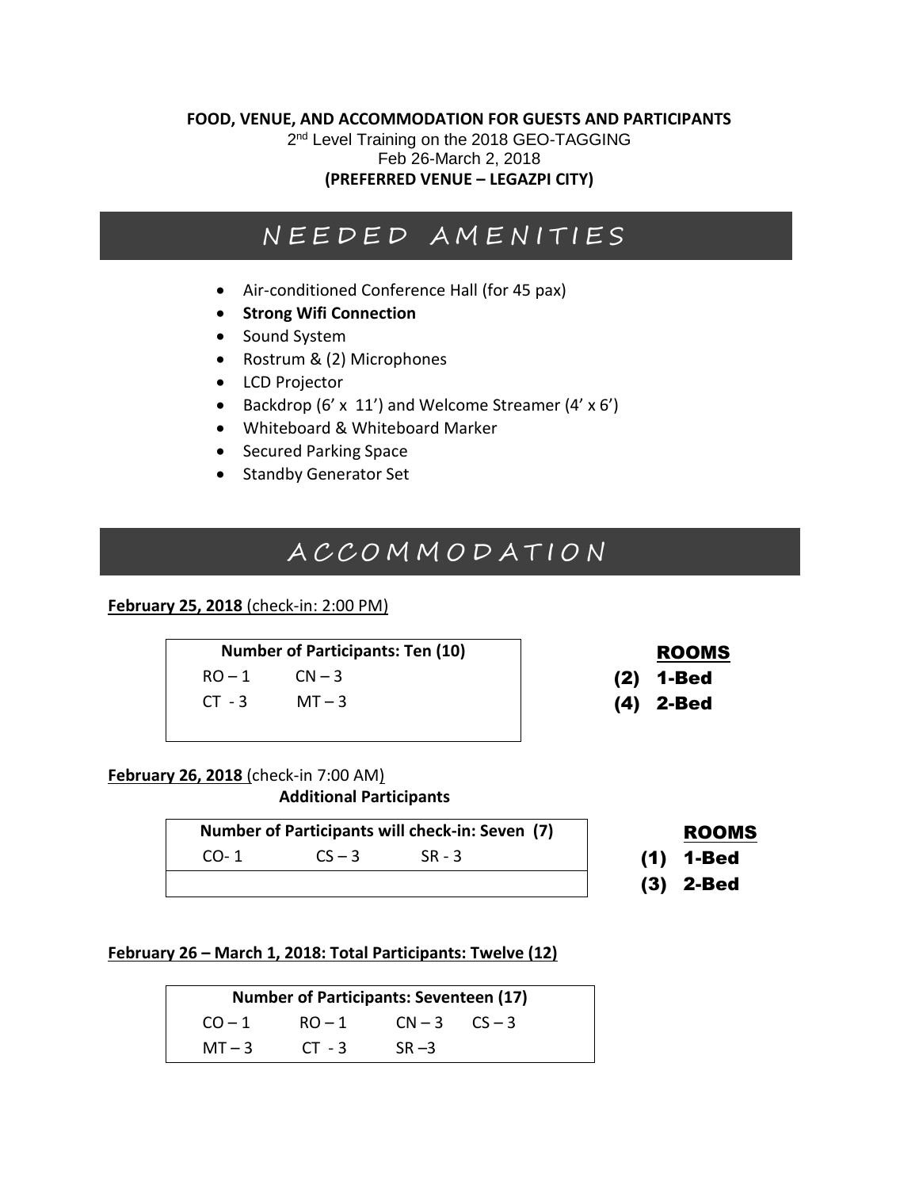**FOOD, VENUE, AND ACCOMMODATION FOR GUESTS AND PARTICIPANTS**

2nd Level Training on the 2018 GEO-TAGGING

Feb 26-March 2, 2018

**(PREFERRED VENUE – LEGAZPI CITY)**

# NEEDED AMENITIES

- Air-conditioned Conference Hall (for 45 pax)
- **Strong Wifi Connection**
- Sound System
- Rostrum & (2) Microphones
- LCD Projector
- Backdrop (6' x 11') and Welcome Streamer (4' x 6')
- Whiteboard & Whiteboard Marker
- Secured Parking Space
- Standby Generator Set

# ACCOMMODATION

**February 25, 2018** (check-in: 2:00 PM)

| Number of Participants: Ten (10) | |
|---|---|
| RO – 1 | CN – 3 |
| CT - 3 | MT – 3 |

**ROOMS**

(2) 1-Bed

(4) 2-Bed

**February 26, 2018** (check-in 7:00 AM)

**Additional Participants**

| Number of Participants will check-in: Seven (7) | | |
|---|---|---|
| CO- 1 | CS – 3 | SR - 3 |

**ROOMS**

(1) 1-Bed

(3) 2-Bed

**February 26 – March 1, 2018: Total Participants: Twelve (12)**

| Number of Participants: Seventeen (17) | | | |
|---|---|---|---|
| CO – 1 | RO – 1 | CN – 3 | CS – 3 |
| MT – 3 | CT - 3 | SR –3 | |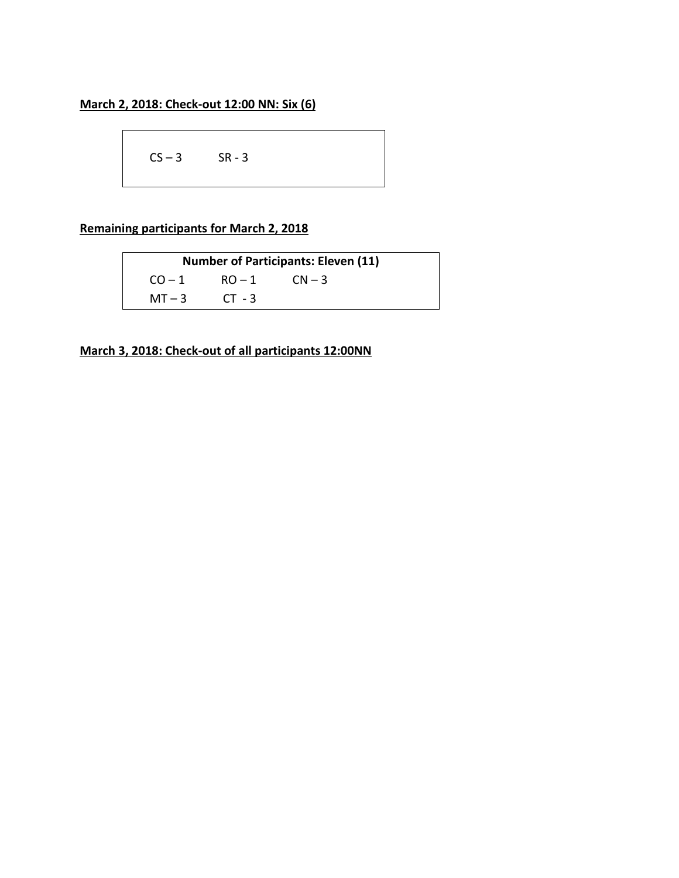**March 2, 2018: Check-out 12:00 NN: Six (6)**

| CS – 3 | SR - 3 |
|---|---|

**Remaining participants for March 2, 2018**

| Number of Participants: Eleven (11) | | |
|---|---|---|
| CO – 1 | RO – 1 | CN – 3 |
| MT – 3 | CT - 3 | |

**March 3, 2018: Check-out of all participants 12:00NN**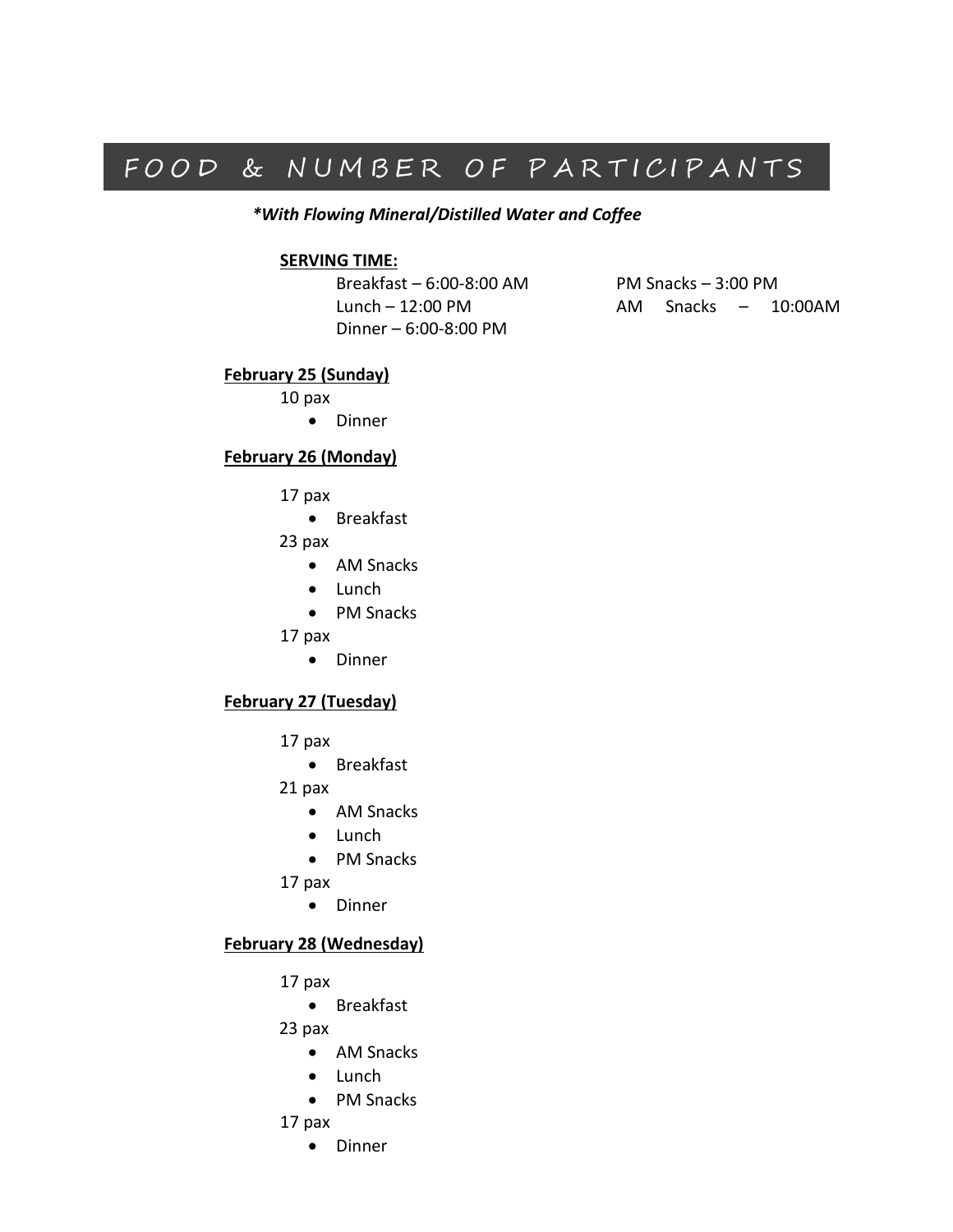# FOOD & NUMBER OF PARTICIPANTS

***With Flowing Mineral/Distilled Water and Coffee***

**SERVING TIME:**

Breakfast – 6:00-8:00 AM

Lunch – 12:00 PM

Dinner – 6:00-8:00 PM

PM Snacks – 3:00 PM

AM Snacks – 10:00AM

**February 25 (Sunday)**

10 pax

- Dinner

**February 26 (Monday)**

17 pax

- Breakfast

23 pax

- AM Snacks
- Lunch
- PM Snacks

17 pax

- Dinner

**February 27 (Tuesday)**

17 pax

- Breakfast

21 pax

- AM Snacks
- Lunch
- PM Snacks

17 pax

- Dinner

**February 28 (Wednesday)**

17 pax

- Breakfast

23 pax

- AM Snacks
- Lunch
- PM Snacks

17 pax

- Dinner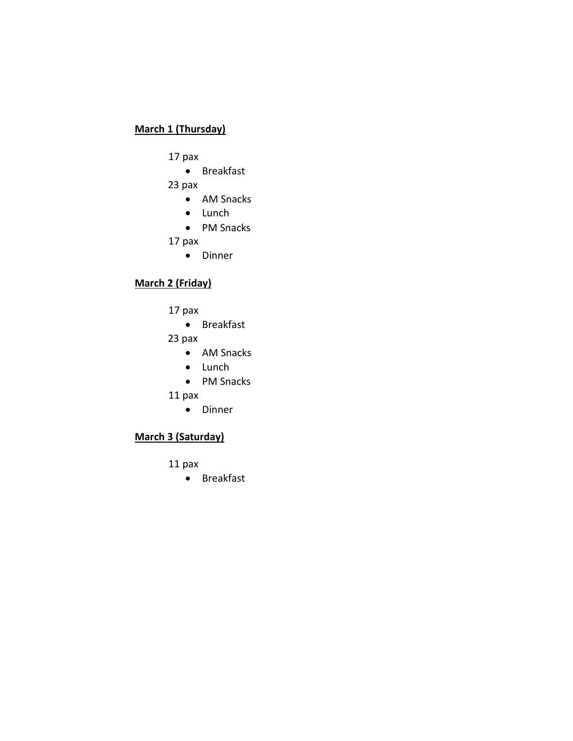**March 1 (Thursday)**

17 pax

- Breakfast

23 pax

- AM Snacks
- Lunch
- PM Snacks

17 pax

- Dinner

**March 2 (Friday)**

17 pax

- Breakfast

23 pax

- AM Snacks
- Lunch
- PM Snacks

11 pax

- Dinner

**March 3 (Saturday)**

11 pax

- Breakfast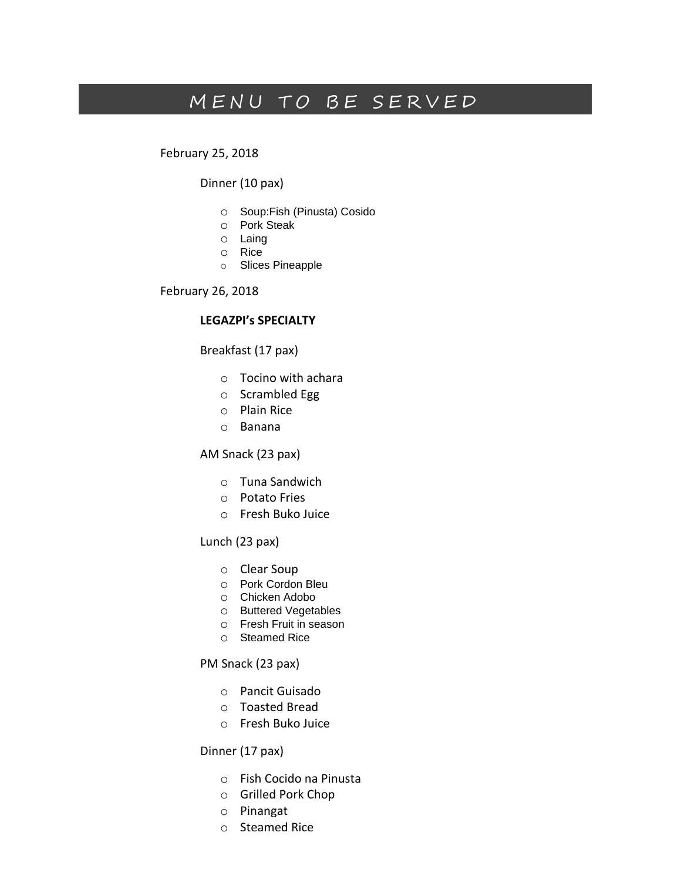# MENU TO BE SERVED

February 25, 2018

Dinner (10 pax)

- Soup:Fish (Pinusta) Cosido
- Pork Steak
- Laing
- Rice
- Slices Pineapple

February 26, 2018

**LEGAZPI's SPECIALTY**

Breakfast (17 pax)

- Tocino with achara
- Scrambled Egg
- Plain Rice
- Banana

AM Snack (23 pax)

- Tuna Sandwich
- Potato Fries
- Fresh Buko Juice

Lunch (23 pax)

- Clear Soup
- Pork Cordon Bleu
- Chicken Adobo
- Buttered Vegetables
- Fresh Fruit in season
- Steamed Rice

PM Snack (23 pax)

- Pancit Guisado
- Toasted Bread
- Fresh Buko Juice

Dinner (17 pax)

- Fish Cocido na Pinusta
- Grilled Pork Chop
- Pinangat
- Steamed Rice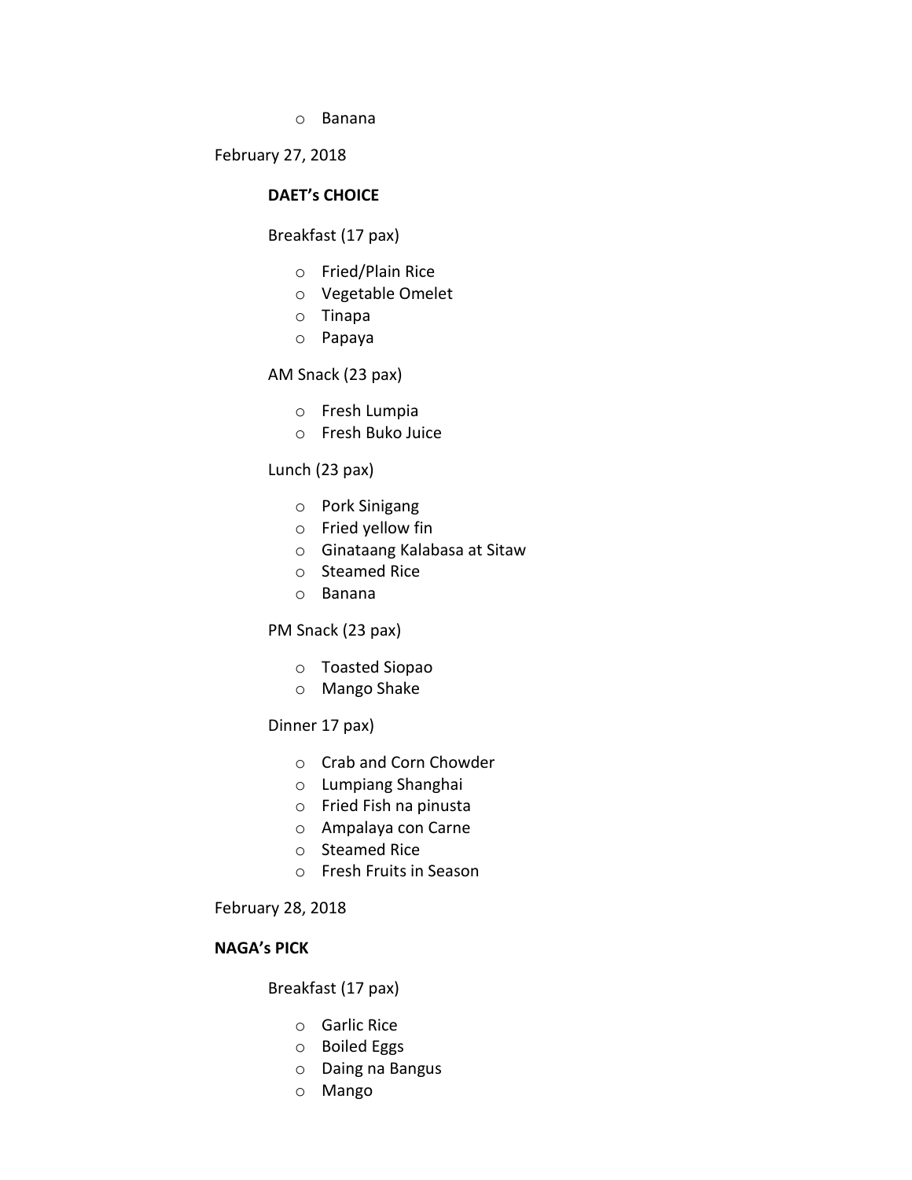- Banana

February 27, 2018

**DAET's CHOICE**

Breakfast (17 pax)

- Fried/Plain Rice
- Vegetable Omelet
- Tinapa
- Papaya

AM Snack (23 pax)

- Fresh Lumpia
- Fresh Buko Juice

Lunch (23 pax)

- Pork Sinigang
- Fried yellow fin
- Ginataang Kalabasa at Sitaw
- Steamed Rice
- Banana

PM Snack (23 pax)

- Toasted Siopao
- Mango Shake

Dinner 17 pax)

- Crab and Corn Chowder
- Lumpiang Shanghai
- Fried Fish na pinusta
- Ampalaya con Carne
- Steamed Rice
- Fresh Fruits in Season

February 28, 2018

**NAGA's PICK**

Breakfast (17 pax)

- Garlic Rice
- Boiled Eggs
- Daing na Bangus
- Mango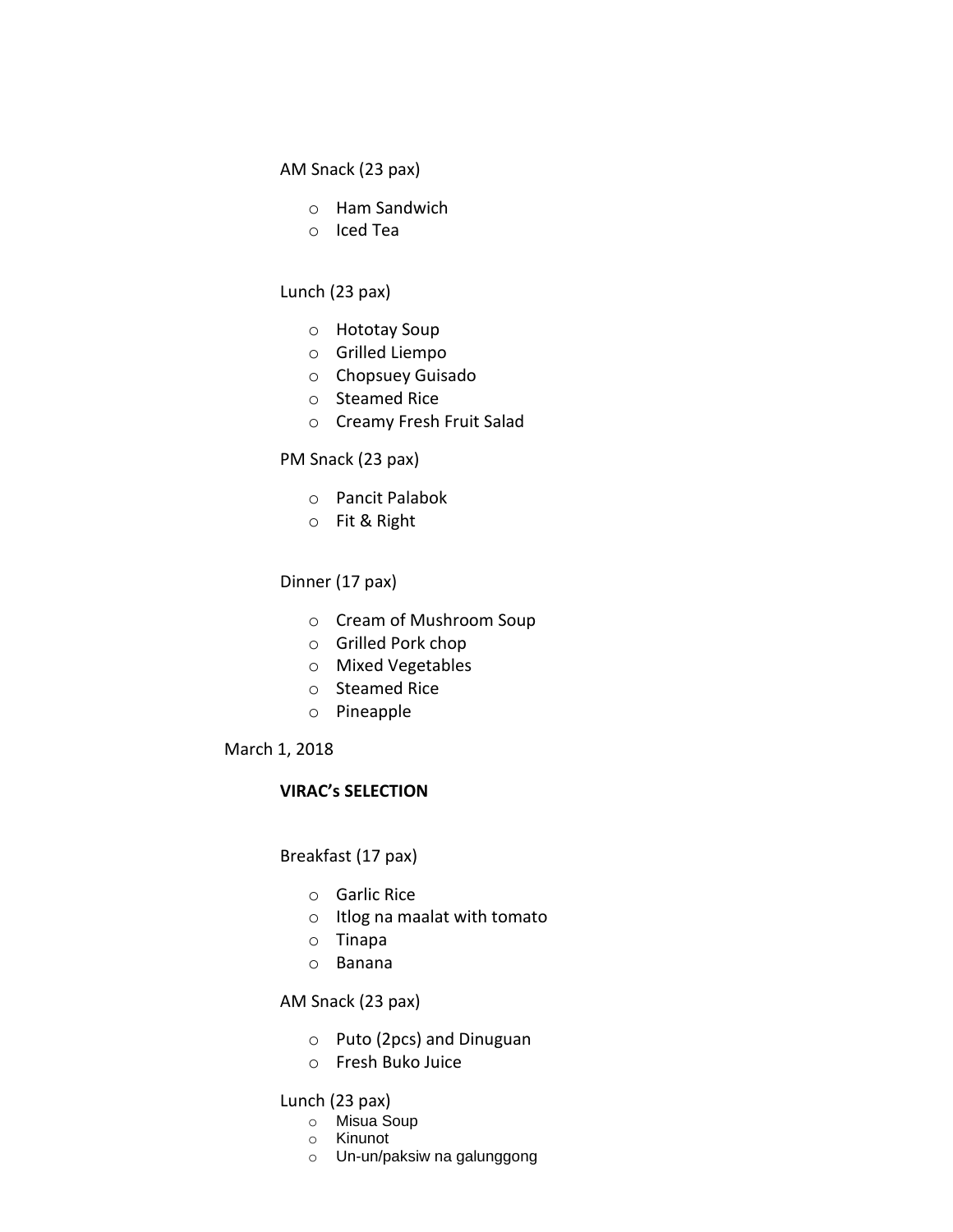AM Snack (23 pax)

- Ham Sandwich
- Iced Tea

Lunch (23 pax)

- Hototay Soup
- Grilled Liempo
- Chopsuey Guisado
- Steamed Rice
- Creamy Fresh Fruit Salad

PM Snack (23 pax)

- Pancit Palabok
- Fit & Right

Dinner (17 pax)

- Cream of Mushroom Soup
- Grilled Pork chop
- Mixed Vegetables
- Steamed Rice
- Pineapple

March 1, 2018

**VIRAC's SELECTION**

Breakfast (17 pax)

- Garlic Rice
- Itlog na maalat with tomato
- Tinapa
- Banana

AM Snack (23 pax)

- Puto (2pcs) and Dinuguan
- Fresh Buko Juice

Lunch (23 pax)

- Misua Soup
- Kinunot
- Un-un/paksiw na galunggong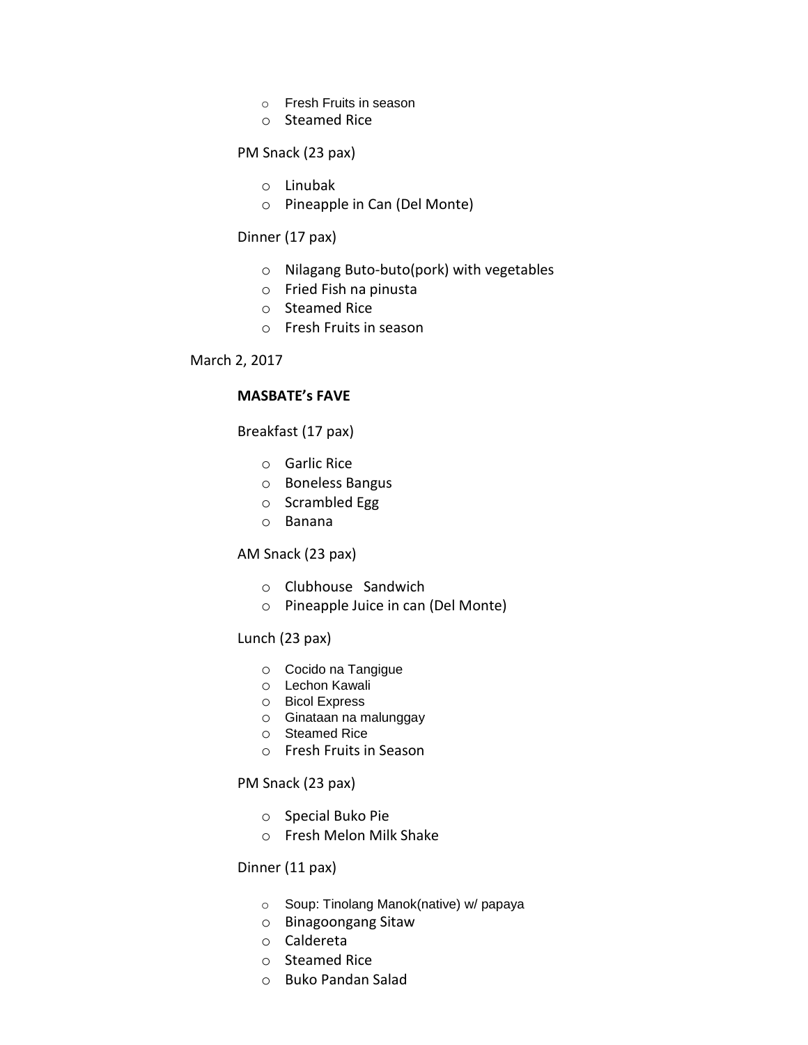- Fresh Fruits in season
- Steamed Rice

PM Snack (23 pax)

- Linubak
- Pineapple in Can (Del Monte)

Dinner (17 pax)

- Nilagang Buto-buto(pork) with vegetables
- Fried Fish na pinusta
- Steamed Rice
- Fresh Fruits in season

March 2, 2017

**MASBATE's FAVE**

Breakfast (17 pax)

- Garlic Rice
- Boneless Bangus
- Scrambled Egg
- Banana

AM Snack (23 pax)

- Clubhouse Sandwich
- Pineapple Juice in can (Del Monte)

Lunch (23 pax)

- Cocido na Tangigue
- Lechon Kawali
- Bicol Express
- Ginataan na malunggay
- Steamed Rice
- Fresh Fruits in Season

PM Snack (23 pax)

- Special Buko Pie
- Fresh Melon Milk Shake

Dinner (11 pax)

- Soup: Tinolang Manok(native) w/ papaya
- Binagoongang Sitaw
- Caldereta
- Steamed Rice
- Buko Pandan Salad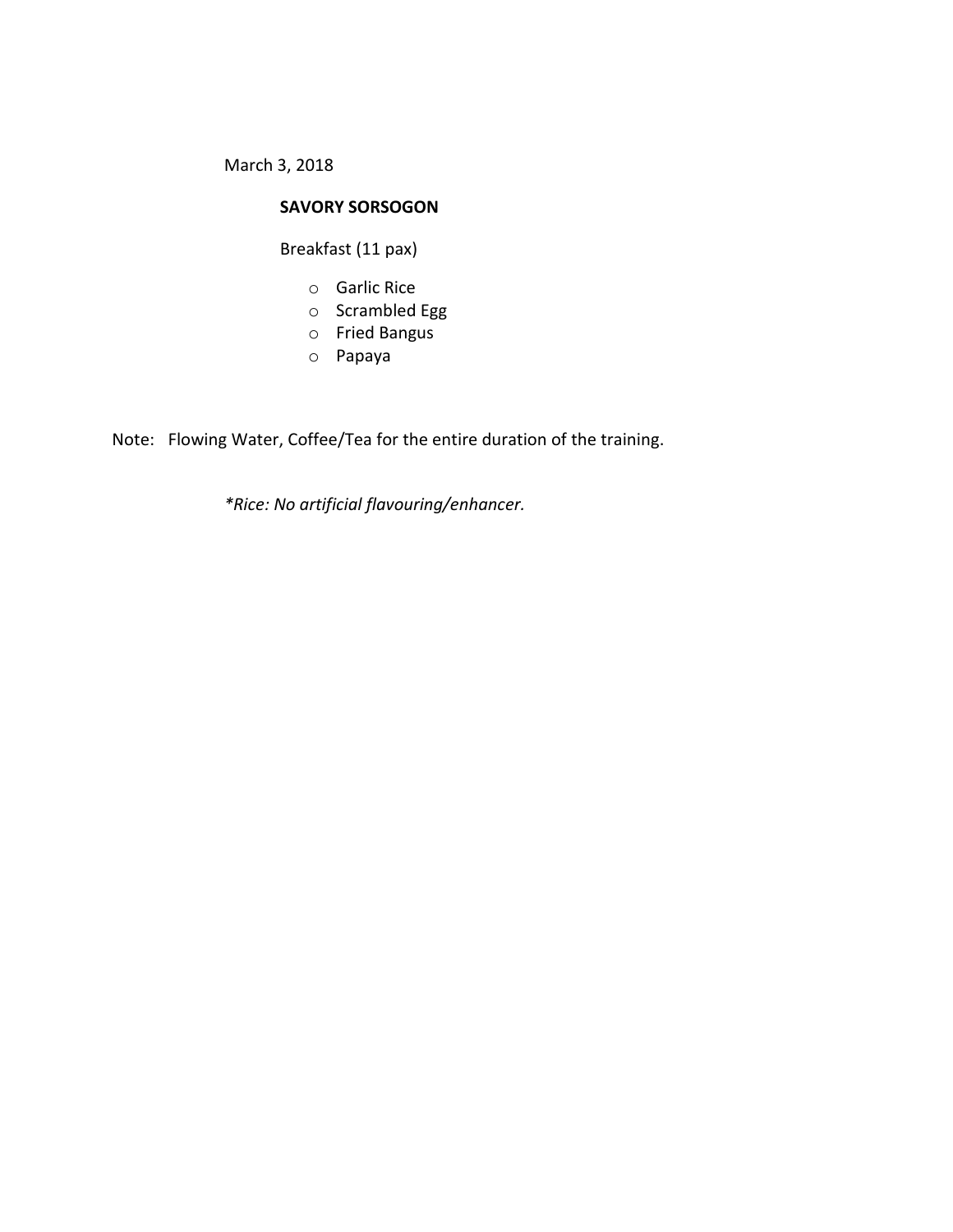March 3, 2018

**SAVORY SORSOGON**

Breakfast (11 pax)

- Garlic Rice
- Scrambled Egg
- Fried Bangus
- Papaya

Note: Flowing Water, Coffee/Tea for the entire duration of the training.

*\*Rice: No artificial flavouring/enhancer.*